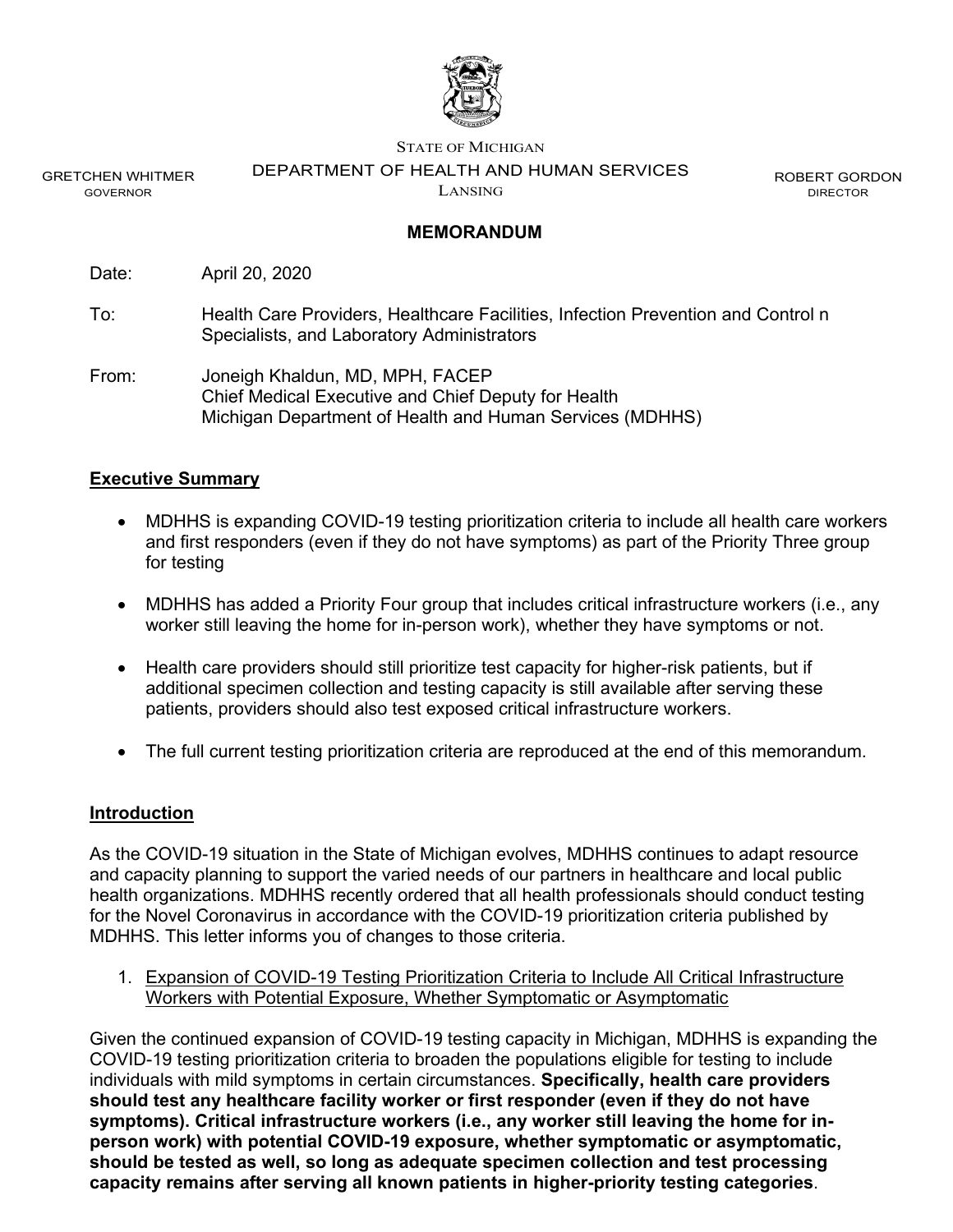STATE OF MICHIGAN
DEPARTMENT OF HEALTH AND HUMAN SERVICES
LANSING

GRETCHEN WHITMER
GOVERNOR

ROBERT GORDON
DIRECTOR

**MEMORANDUM**

Date: April 20, 2020

To: Health Care Providers, Healthcare Facilities, Infection Prevention and Control n Specialists, and Laboratory Administrators

From: Joneigh Khaldun, MD, MPH, FACEP
Chief Medical Executive and Chief Deputy for Health
Michigan Department of Health and Human Services (MDHHS)

## Executive Summary

- MDHHS is expanding COVID-19 testing prioritization criteria to include all health care workers and first responders (even if they do not have symptoms) as part of the Priority Three group for testing

- MDHHS has added a Priority Four group that includes critical infrastructure workers (i.e., any worker still leaving the home for in-person work), whether they have symptoms or not.

- Health care providers should still prioritize test capacity for higher-risk patients, but if additional specimen collection and testing capacity is still available after serving these patients, providers should also test exposed critical infrastructure workers.

- The full current testing prioritization criteria are reproduced at the end of this memorandum.

## Introduction

As the COVID-19 situation in the State of Michigan evolves, MDHHS continues to adapt resource and capacity planning to support the varied needs of our partners in healthcare and local public health organizations. MDHHS recently ordered that all health professionals should conduct testing for the Novel Coronavirus in accordance with the COVID-19 prioritization criteria published by MDHHS. This letter informs you of changes to those criteria.

1. Expansion of COVID-19 Testing Prioritization Criteria to Include All Critical Infrastructure Workers with Potential Exposure, Whether Symptomatic or Asymptomatic

Given the continued expansion of COVID-19 testing capacity in Michigan, MDHHS is expanding the COVID-19 testing prioritization criteria to broaden the populations eligible for testing to include individuals with mild symptoms in certain circumstances. **Specifically, health care providers should test any healthcare facility worker or first responder (even if they do not have symptoms). Critical infrastructure workers (i.e., any worker still leaving the home for in-person work) with potential COVID-19 exposure, whether symptomatic or asymptomatic, should be tested as well, so long as adequate specimen collection and test processing capacity remains after serving all known patients in higher-priority testing categories**.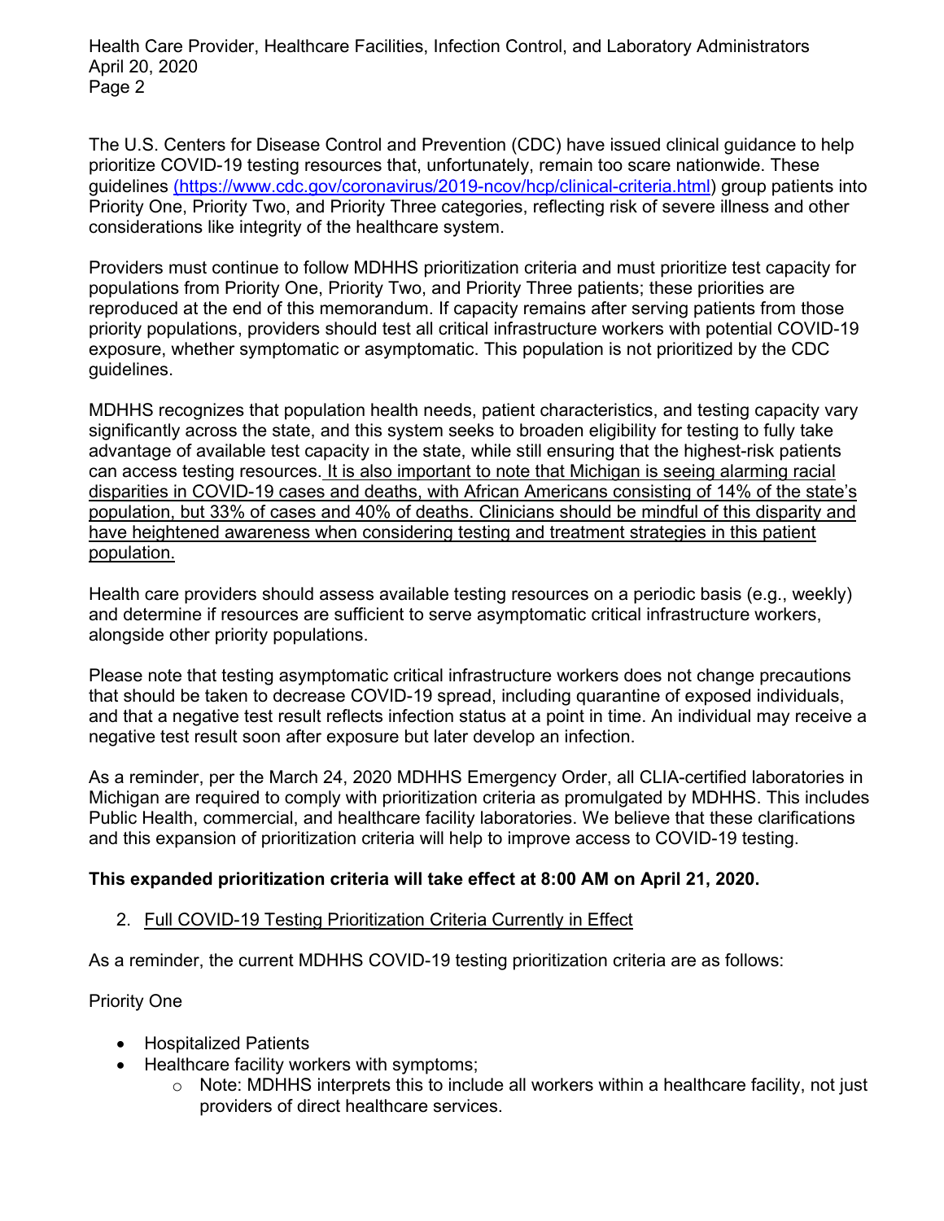The U.S. Centers for Disease Control and Prevention (CDC) have issued clinical guidance to help prioritize COVID-19 testing resources that, unfortunately, remain too scare nationwide. These guidelines (https://www.cdc.gov/coronavirus/2019-ncov/hcp/clinical-criteria.html) group patients into Priority One, Priority Two, and Priority Three categories, reflecting risk of severe illness and other considerations like integrity of the healthcare system.

Providers must continue to follow MDHHS prioritization criteria and must prioritize test capacity for populations from Priority One, Priority Two, and Priority Three patients; these priorities are reproduced at the end of this memorandum. If capacity remains after serving patients from those priority populations, providers should test all critical infrastructure workers with potential COVID-19 exposure, whether symptomatic or asymptomatic. This population is not prioritized by the CDC guidelines.

MDHHS recognizes that population health needs, patient characteristics, and testing capacity vary significantly across the state, and this system seeks to broaden eligibility for testing to fully take advantage of available test capacity in the state, while still ensuring that the highest-risk patients can access testing resources. <u>It is also important to note that Michigan is seeing alarming racial disparities in COVID-19 cases and deaths, with African Americans consisting of 14% of the state's population, but 33% of cases and 40% of deaths. Clinicians should be mindful of this disparity and have heightened awareness when considering testing and treatment strategies in this patient population.</u>

Health care providers should assess available testing resources on a periodic basis (e.g., weekly) and determine if resources are sufficient to serve asymptomatic critical infrastructure workers, alongside other priority populations.

Please note that testing asymptomatic critical infrastructure workers does not change precautions that should be taken to decrease COVID-19 spread, including quarantine of exposed individuals, and that a negative test result reflects infection status at a point in time. An individual may receive a negative test result soon after exposure but later develop an infection.

As a reminder, per the March 24, 2020 MDHHS Emergency Order, all CLIA-certified laboratories in Michigan are required to comply with prioritization criteria as promulgated by MDHHS. This includes Public Health, commercial, and healthcare facility laboratories. We believe that these clarifications and this expansion of prioritization criteria will help to improve access to COVID-19 testing.

**This expanded prioritization criteria will take effect at 8:00 AM on April 21, 2020.**

2. <u>Full COVID-19 Testing Prioritization Criteria Currently in Effect</u>

As a reminder, the current MDHHS COVID-19 testing prioritization criteria are as follows:

Priority One

- Hospitalized Patients
- Healthcare facility workers with symptoms;
  - Note: MDHHS interprets this to include all workers within a healthcare facility, not just providers of direct healthcare services.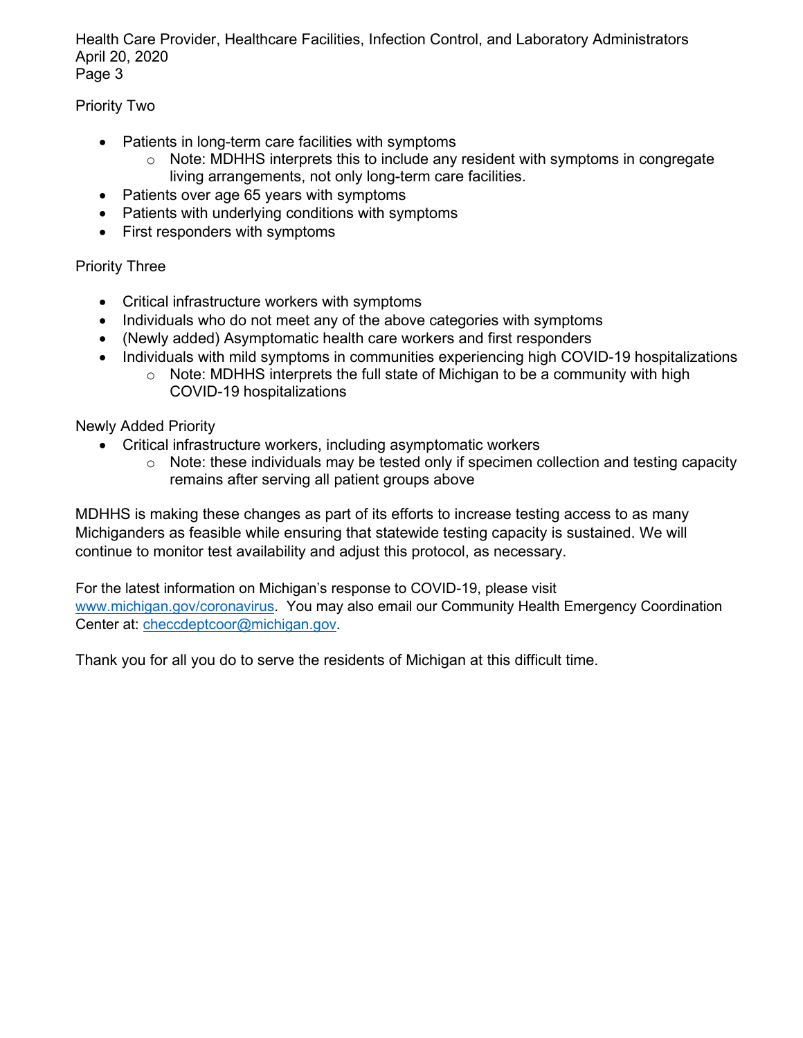Priority Two

- Patients in long-term care facilities with symptoms
  - Note: MDHHS interprets this to include any resident with symptoms in congregate living arrangements, not only long-term care facilities.
- Patients over age 65 years with symptoms
- Patients with underlying conditions with symptoms
- First responders with symptoms

Priority Three

- Critical infrastructure workers with symptoms
- Individuals who do not meet any of the above categories with symptoms
- (Newly added) Asymptomatic health care workers and first responders
- Individuals with mild symptoms in communities experiencing high COVID-19 hospitalizations
  - Note: MDHHS interprets the full state of Michigan to be a community with high COVID-19 hospitalizations

Newly Added Priority

- Critical infrastructure workers, including asymptomatic workers
  - Note: these individuals may be tested only if specimen collection and testing capacity remains after serving all patient groups above

MDHHS is making these changes as part of its efforts to increase testing access to as many Michiganders as feasible while ensuring that statewide testing capacity is sustained. We will continue to monitor test availability and adjust this protocol, as necessary.

For the latest information on Michigan's response to COVID-19, please visit [www.michigan.gov/coronavirus](http://www.michigan.gov/coronavirus). You may also email our Community Health Emergency Coordination Center at: [checcdeptcoor@michigan.gov](mailto:checcdeptcoor@michigan.gov).

Thank you for all you do to serve the residents of Michigan at this difficult time.